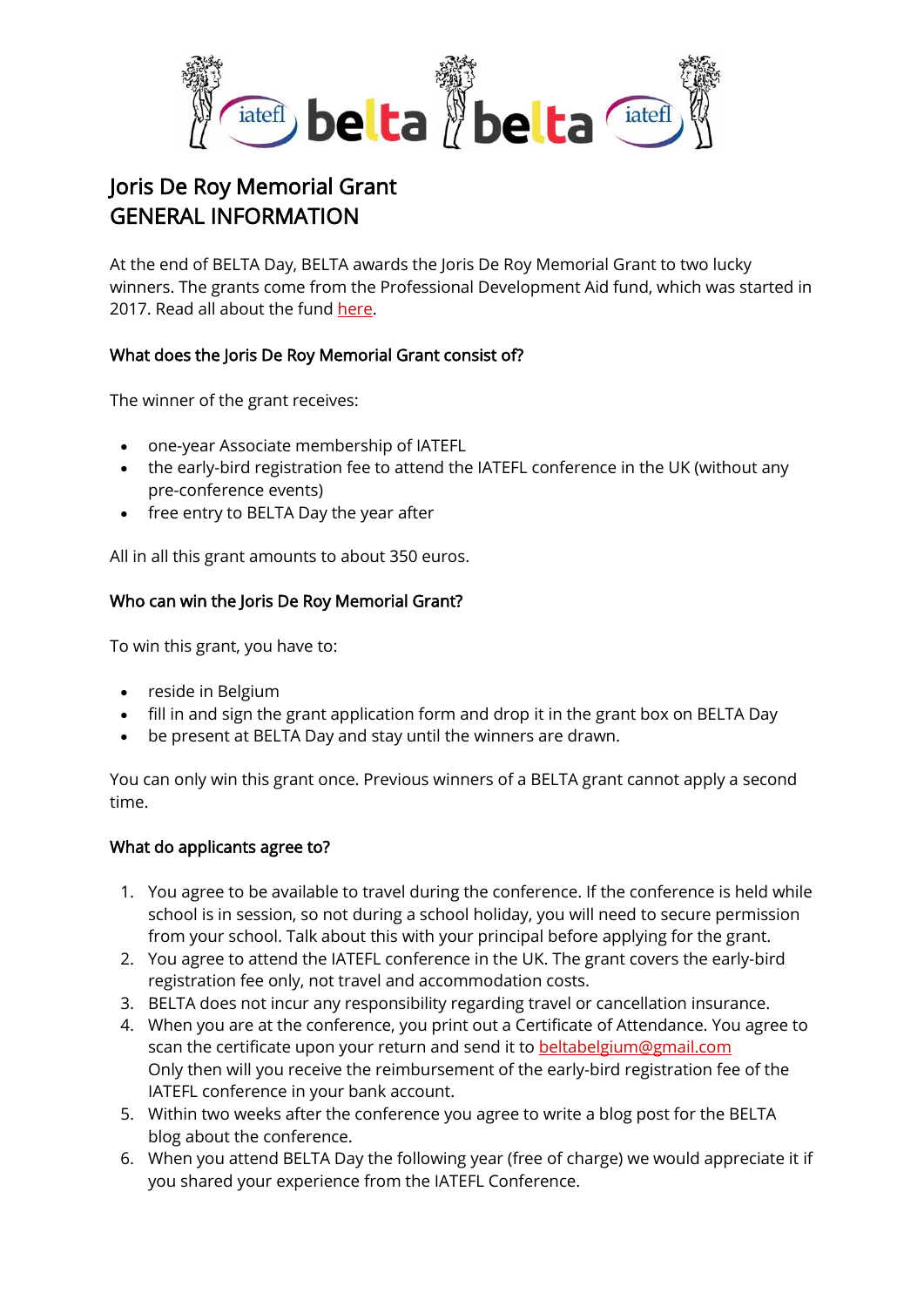# Joris De Roy Memorial Grant
# GENERAL INFORMATION

At the end of BELTA Day, BELTA awards the Joris De Roy Memorial Grant to two lucky winners. The grants come from the Professional Development Aid fund, which was started in 2017. Read all about the fund here.

### What does the Joris De Roy Memorial Grant consist of?

The winner of the grant receives:

- one-year Associate membership of IATEFL
- the early-bird registration fee to attend the IATEFL conference in the UK (without any pre-conference events)
- free entry to BELTA Day the year after

All in all this grant amounts to about 350 euros.

### Who can win the Joris De Roy Memorial Grant?

To win this grant, you have to:

- reside in Belgium
- fill in and sign the grant application form and drop it in the grant box on BELTA Day
- be present at BELTA Day and stay until the winners are drawn.

You can only win this grant once. Previous winners of a BELTA grant cannot apply a second time.

### What do applicants agree to?

1. You agree to be available to travel during the conference. If the conference is held while school is in session, so not during a school holiday, you will need to secure permission from your school. Talk about this with your principal before applying for the grant.
2. You agree to attend the IATEFL conference in the UK. The grant covers the early-bird registration fee only, not travel and accommodation costs.
3. BELTA does not incur any responsibility regarding travel or cancellation insurance.
4. When you are at the conference, you print out a Certificate of Attendance. You agree to scan the certificate upon your return and send it to beltabelgium@gmail.com
   Only then will you receive the reimbursement of the early-bird registration fee of the IATEFL conference in your bank account.
5. Within two weeks after the conference you agree to write a blog post for the BELTA blog about the conference.
6. When you attend BELTA Day the following year (free of charge) we would appreciate it if you shared your experience from the IATEFL Conference.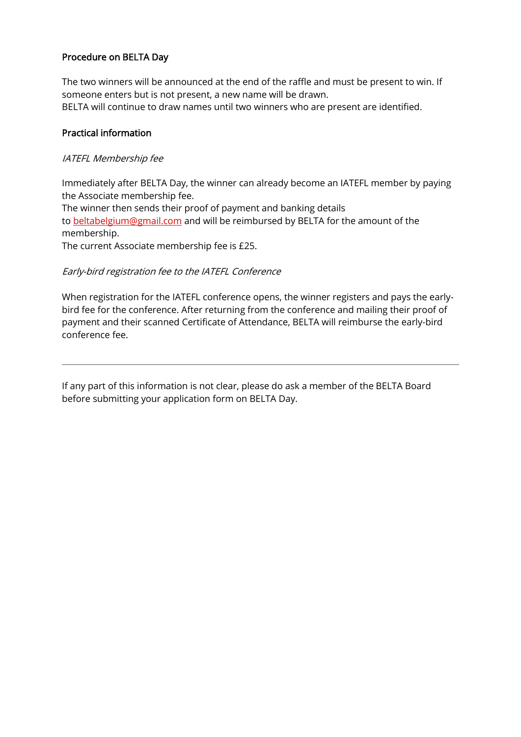## Procedure on BELTA Day

The two winners will be announced at the end of the raffle and must be present to win. If someone enters but is not present, a new name will be drawn.
BELTA will continue to draw names until two winners who are present are identified.

## Practical information

### *IATEFL Membership fee*

Immediately after BELTA Day, the winner can already become an IATEFL member by paying the Associate membership fee.
The winner then sends their proof of payment and banking details to beltabelgium@gmail.com and will be reimbursed by BELTA for the amount of the membership.
The current Associate membership fee is £25.

### *Early-bird registration fee to the IATEFL Conference*

When registration for the IATEFL conference opens, the winner registers and pays the early-bird fee for the conference. After returning from the conference and mailing their proof of payment and their scanned Certificate of Attendance, BELTA will reimburse the early-bird conference fee.

---

If any part of this information is not clear, please do ask a member of the BELTA Board before submitting your application form on BELTA Day.